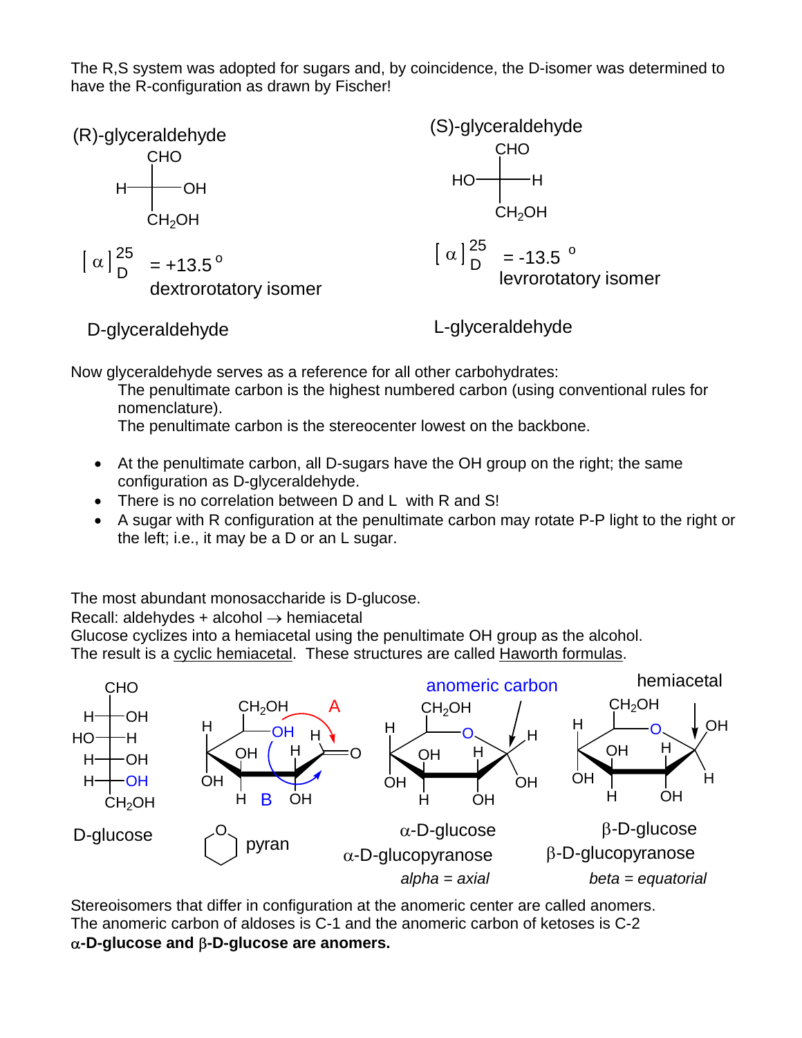The R,S system was adopted for sugars and, by coincidence, the D-isomer was determined to have the R-configuration as drawn by Fischer!

(R)-glyceraldehyde

$[\alpha]^{25}_{D}$ = +13.5°
dextrorotatory isomer

D-glyceraldehyde

(S)-glyceraldehyde

$[\alpha]^{25}_{D}$ = -13.5°
levrorotatory isomer

L-glyceraldehyde

Now glyceraldehyde serves as a reference for all other carbohydrates:

The penultimate carbon is the highest numbered carbon (using conventional rules for nomenclature).

The penultimate carbon is the stereocenter lowest on the backbone.

- At the penultimate carbon, all D-sugars have the OH group on the right; the same configuration as D-glyceraldehyde.
- There is no correlation between D and L with R and S!
- A sugar with R configuration at the penultimate carbon may rotate P-P light to the right or the left; i.e., it may be a D or an L sugar.

The most abundant monosaccharide is D-glucose.
Recall: aldehydes + alcohol → hemiacetal
Glucose cyclizes into a hemiacetal using the penultimate OH group as the alcohol.
The result is a cyclic hemiacetal. These structures are called Haworth formulas.

D-glucose

pyran

anomeric carbon

hemiacetal

α-D-glucose
α-D-glucopyranose
*alpha = axial*

β-D-glucose
β-D-glucopyranose
*beta = equatorial*

Stereoisomers that differ in configuration at the anomeric center are called anomers.
The anomeric carbon of aldoses is C-1 and the anomeric carbon of ketoses is C-2
**α-D-glucose and β-D-glucose are anomers.**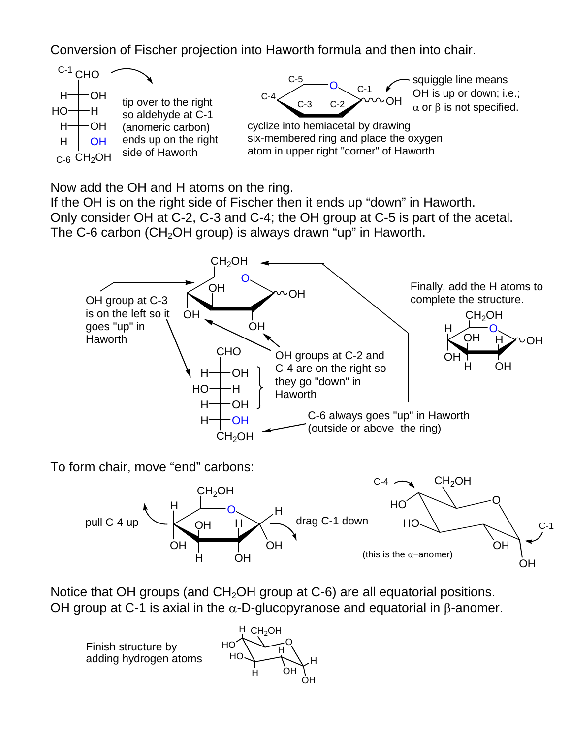Conversion of Fischer projection into Haworth formula and then into chair.

tip over to the right so aldehyde at C-1 (anomeric carbon) ends up on the right side of Haworth

cyclize into hemiacetal by drawing six-membered ring and place the oxygen atom in upper right "corner" of Haworth

squiggle line means OH is up or down; i.e.; $\alpha$ or $\beta$ is not specified.

Now add the OH and H atoms on the ring.
If the OH is on the right side of Fischer then it ends up “down” in Haworth.
Only consider OH at C-2, C-3 and C-4; the OH group at C-5 is part of the acetal.
The C-6 carbon ($CH_2OH$ group) is always drawn “up” in Haworth.

OH group at C-3 is on the left so it goes "up" in Haworth

OH groups at C-2 and C-4 are on the right so they go "down" in Haworth

C-6 always goes "up" in Haworth (outside or above the ring)

Finally, add the H atoms to complete the structure.

To form chair, move “end” carbons:

pull C-4 up

drag C-1 down

(this is the $\alpha$–anomer)

Notice that OH groups (and $CH_2OH$ group at C-6) are all equatorial positions.
OH group at C-1 is axial in the $\alpha$-D-glucopyranose and equatorial in $\beta$-anomer.

Finish structure by adding hydrogen atoms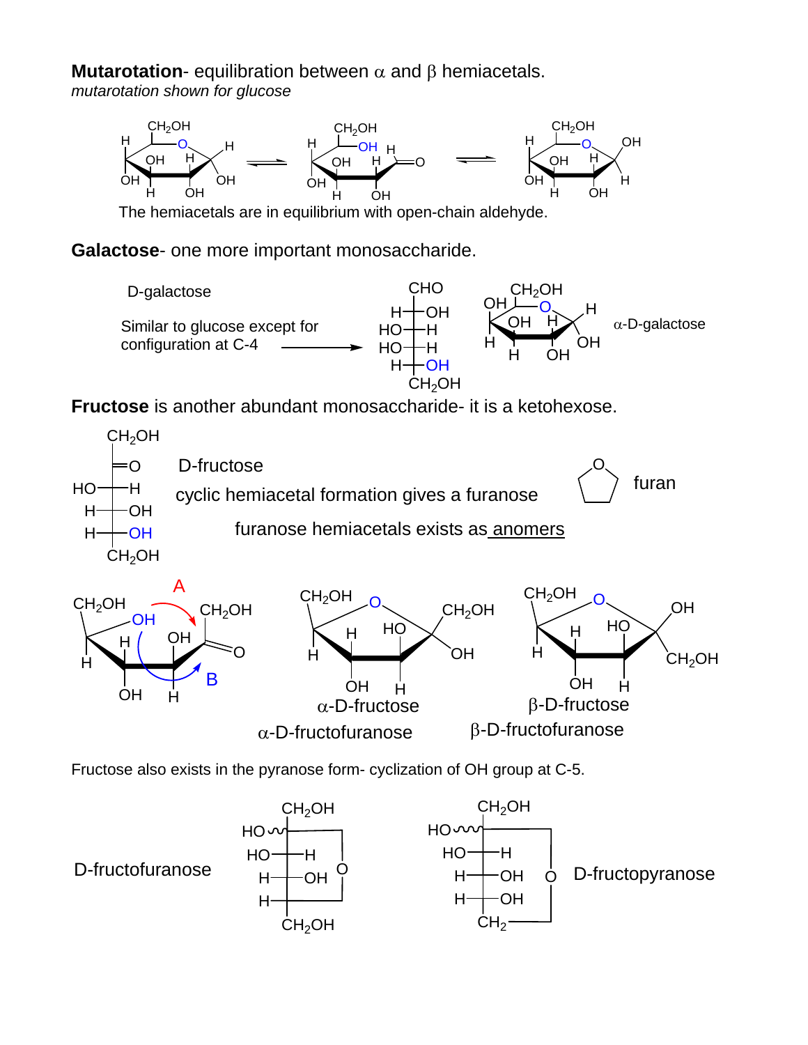**Mutarotation**- equilibration between α and β hemiacetals.
*mutarotation shown for glucose*

The hemiacetals are in equilibrium with open-chain aldehyde.

**Galactose**- one more important monosaccharide.

D-galactose

Similar to glucose except for configuration at C-4

α-D-galactose

**Fructose** is another abundant monosaccharide- it is a ketohexose.

D-fructose

cyclic hemiacetal formation gives a furanose

furan

furanose hemiacetals exists as <u>anomers</u>

α-D-fructose

α-D-fructofuranose

β-D-fructose

β-D-fructofuranose

Fructose also exists in the pyranose form- cyclization of OH group at C-5.

D-fructofuranose

D-fructopyranose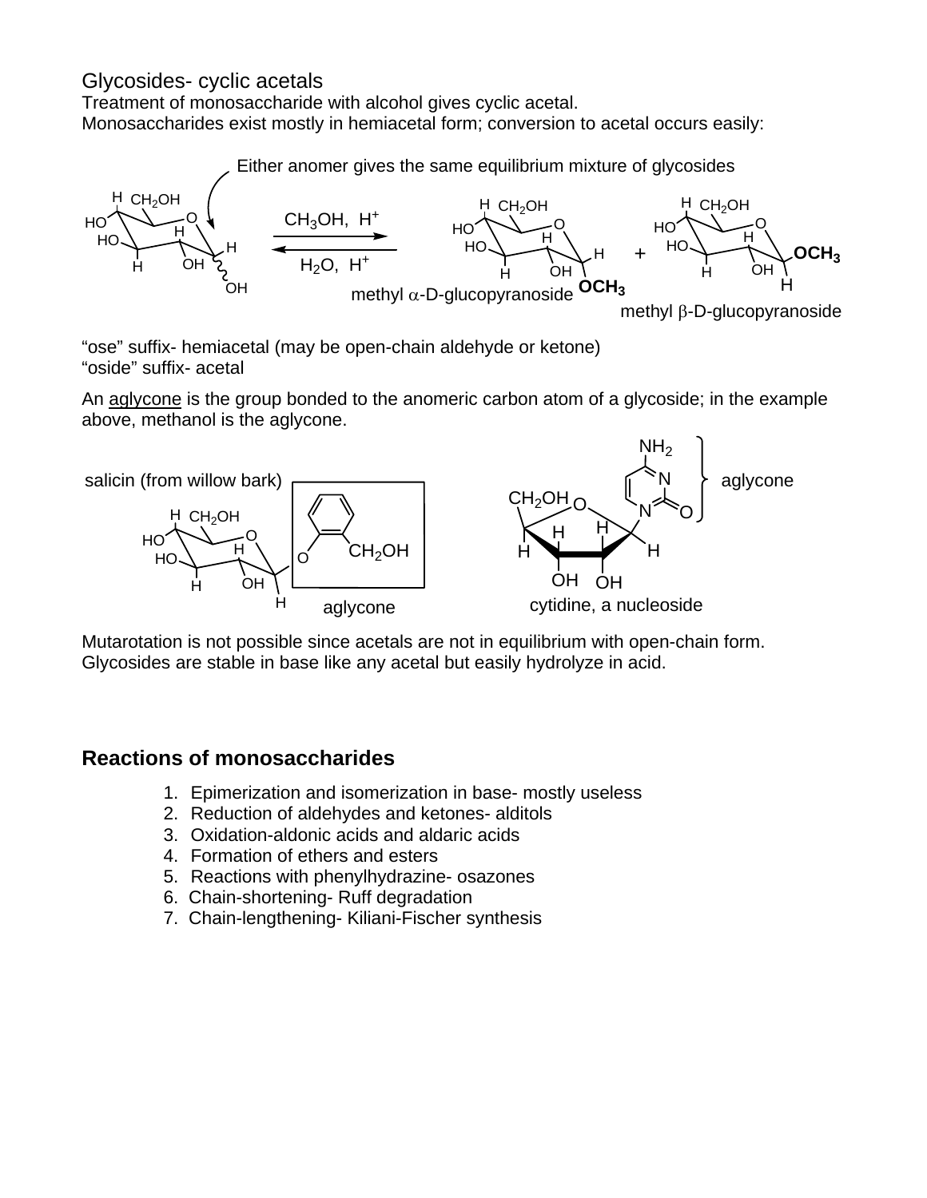Glycosides- cyclic acetals

Treatment of monosaccharide with alcohol gives cyclic acetal.

Monosaccharides exist mostly in hemiacetal form; conversion to acetal occurs easily:

Either anomer gives the same equilibrium mixture of glycosides

$CH_3OH$, $H^+$ / $H_2O$, $H^+$

methyl α-D-glucopyranoside + methyl β-D-glucopyranoside

"ose" suffix- hemiacetal (may be open-chain aldehyde or ketone)

"oside" suffix- acetal

An aglycone is the group bonded to the anomeric carbon atom of a glycoside; in the example above, methanol is the aglycone.

salicin (from willow bark) — aglycone

cytidine, a nucleoside — aglycone

Mutarotation is not possible since acetals are not in equilibrium with open-chain form.

Glycosides are stable in base like any acetal but easily hydrolyze in acid.

## Reactions of monosaccharides

1. Epimerization and isomerization in base- mostly useless
2. Reduction of aldehydes and ketones- alditols
3. Oxidation-aldonic acids and aldaric acids
4. Formation of ethers and esters
5. Reactions with phenylhydrazine- osazones
6. Chain-shortening- Ruff degradation
7. Chain-lengthening- Kiliani-Fischer synthesis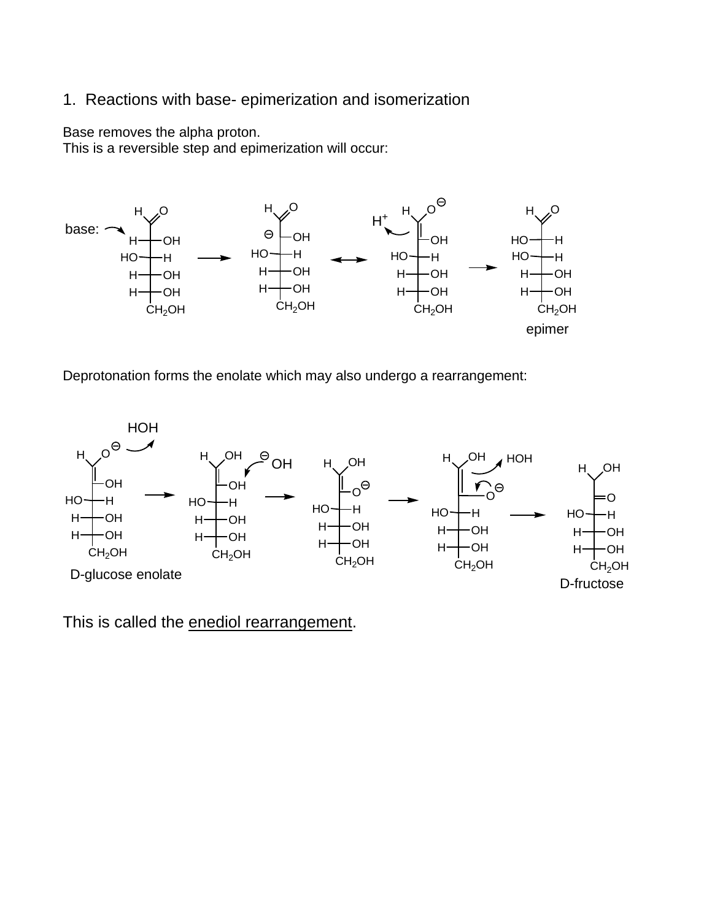1. Reactions with base- epimerization and isomerization

Base removes the alpha proton.
This is a reversible step and epimerization will occur:

base:

epimer

Deprotonation forms the enolate which may also undergo a rearrangement:

HOH

D-glucose enolate

D-fructose

This is called the <u>enediol rearrangement</u>.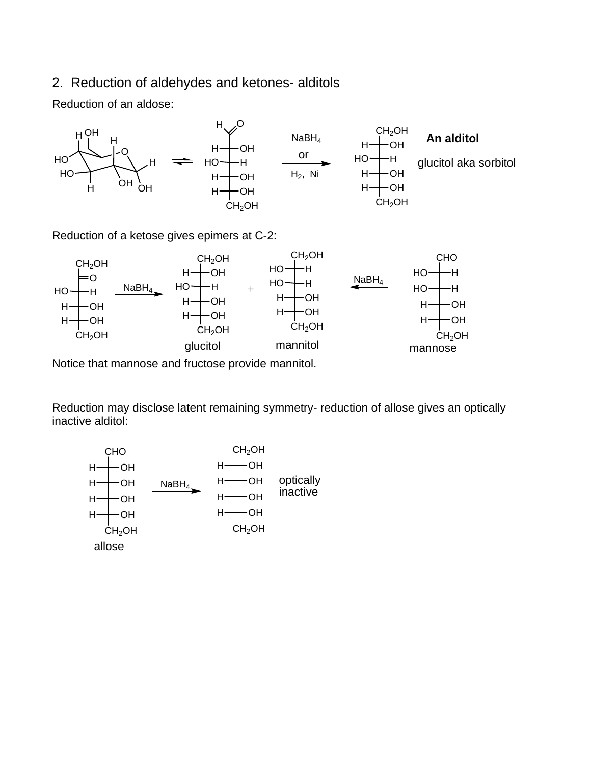## 2. Reduction of aldehydes and ketones- alditols

Reduction of an aldose:

NaBH$_4$ or H$_2$, Ni

**An alditol**

glucitol aka sorbitol

Reduction of a ketose gives epimers at C-2:

NaBH$_4$

glucitol + mannitol

NaBH$_4$

mannose

Notice that mannose and fructose provide mannitol.

Reduction may disclose latent remaining symmetry- reduction of allose gives an optically inactive alditol:

allose

NaBH$_4$

optically inactive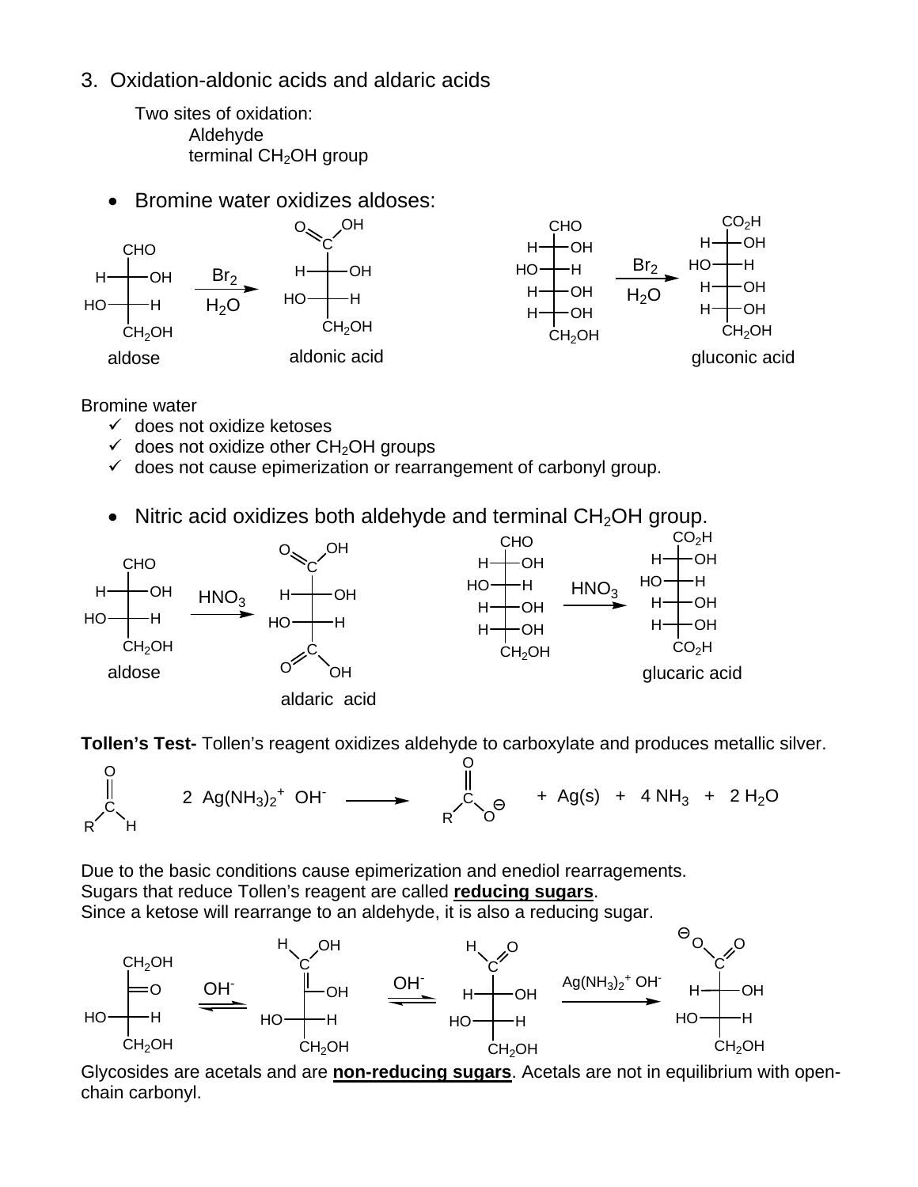## 3. Oxidation-aldonic acids and aldaric acids

Two sites of oxidation:

- Aldehyde
- terminal $CH_2OH$ group

- Bromine water oxidizes aldoses:

aldose $\xrightarrow[H_2O]{Br_2}$ aldonic acid

$\xrightarrow[H_2O]{Br_2}$ gluconic acid

Bromine water

- ✓ does not oxidize ketoses
- ✓ does not oxidize other $CH_2OH$ groups
- ✓ does not cause epimerization or rearrangement of carbonyl group.

- Nitric acid oxidizes both aldehyde and terminal $CH_2OH$ group.

aldose $\xrightarrow{HNO_3}$ aldaric acid

$\xrightarrow{HNO_3}$ glucaric acid

**Tollen's Test-** Tollen's reagent oxidizes aldehyde to carboxylate and produces metallic silver.

$$RCHO + 2\ Ag(NH_3)_2^+\ OH^- \longrightarrow RCO_2^- + Ag(s) + 4\ NH_3 + 2\ H_2O$$

Due to the basic conditions cause epimerization and enediol rearragements.
Sugars that reduce Tollen's reagent are called **reducing sugars**.
Since a ketose will rearrange to an aldehyde, it is also a reducing sugar.

$\xrightleftharpoons{OH^-}$ $\xrightleftharpoons{OH^-}$ $\xrightarrow{Ag(NH_3)_2^+\ OH^-}$

Glycosides are acetals and are **non-reducing sugars**. Acetals are not in equilibrium with open-chain carbonyl.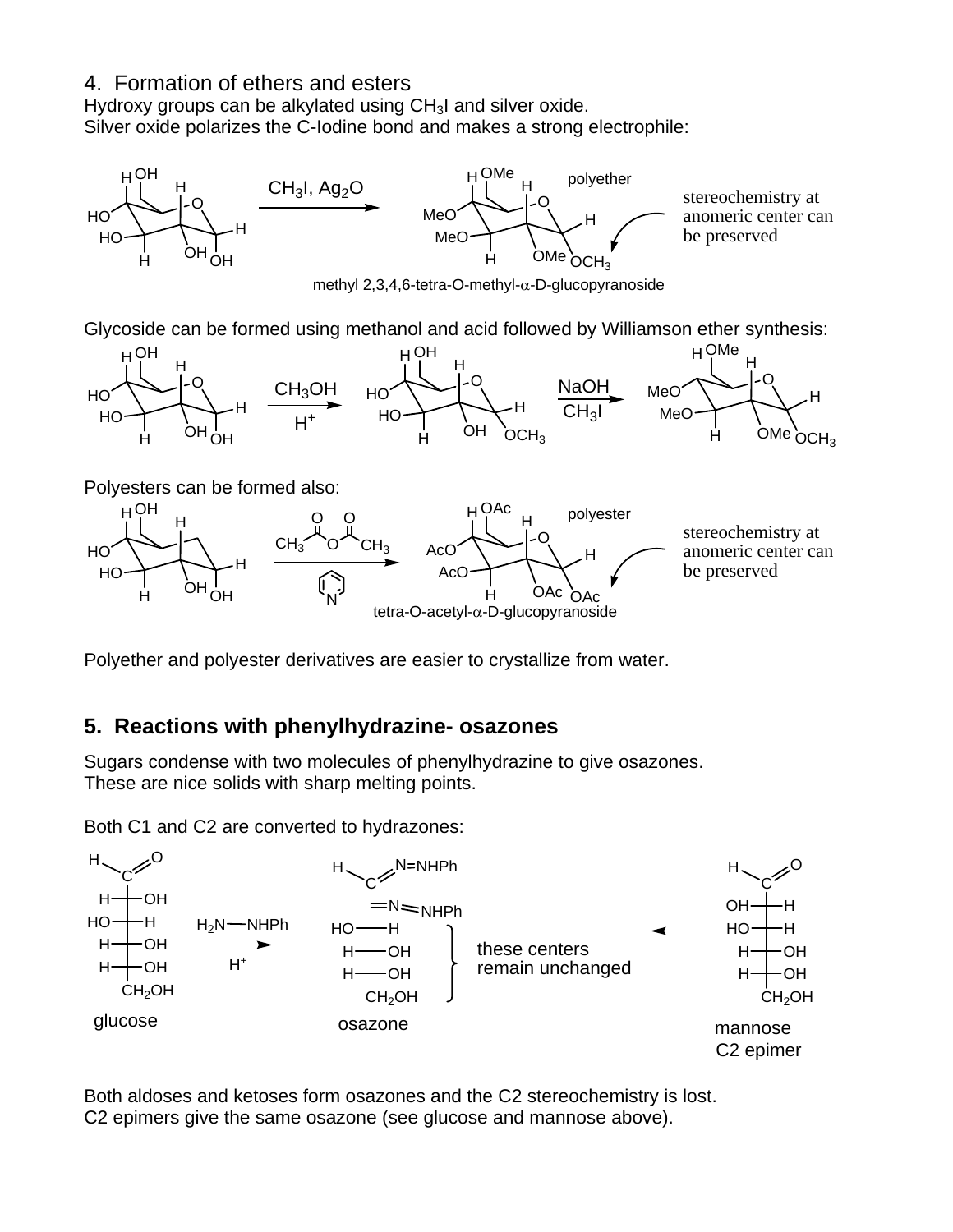## 4. Formation of ethers and esters

Hydroxy groups can be alkylated using $CH_3I$ and silver oxide.
Silver oxide polarizes the C-Iodine bond and makes a strong electrophile:

$CH_3I$, $Ag_2O$

polyether

stereochemistry at anomeric center can be preserved

methyl 2,3,4,6-tetra-O-methyl-α-D-glucopyranoside

Glycoside can be formed using methanol and acid followed by Williamson ether synthesis:

$CH_3OH$ / $H^+$ → NaOH / $CH_3I$

Polyesters can be formed also:

$CH_3C(O)OC(O)CH_3$ / pyridine

polyester

stereochemistry at anomeric center can be preserved

tetra-O-acetyl-α-D-glucopyranoside

Polyether and polyester derivatives are easier to crystallize from water.

## 5. Reactions with phenylhydrazine- osazones

Sugars condense with two molecules of phenylhydrazine to give osazones.
These are nice solids with sharp melting points.

Both C1 and C2 are converted to hydrazones:

$H_2N$—NHPh / $H^+$

glucose → osazone ← mannose C2 epimer

these centers remain unchanged

Both aldoses and ketoses form osazones and the C2 stereochemistry is lost.
C2 epimers give the same osazone (see glucose and mannose above).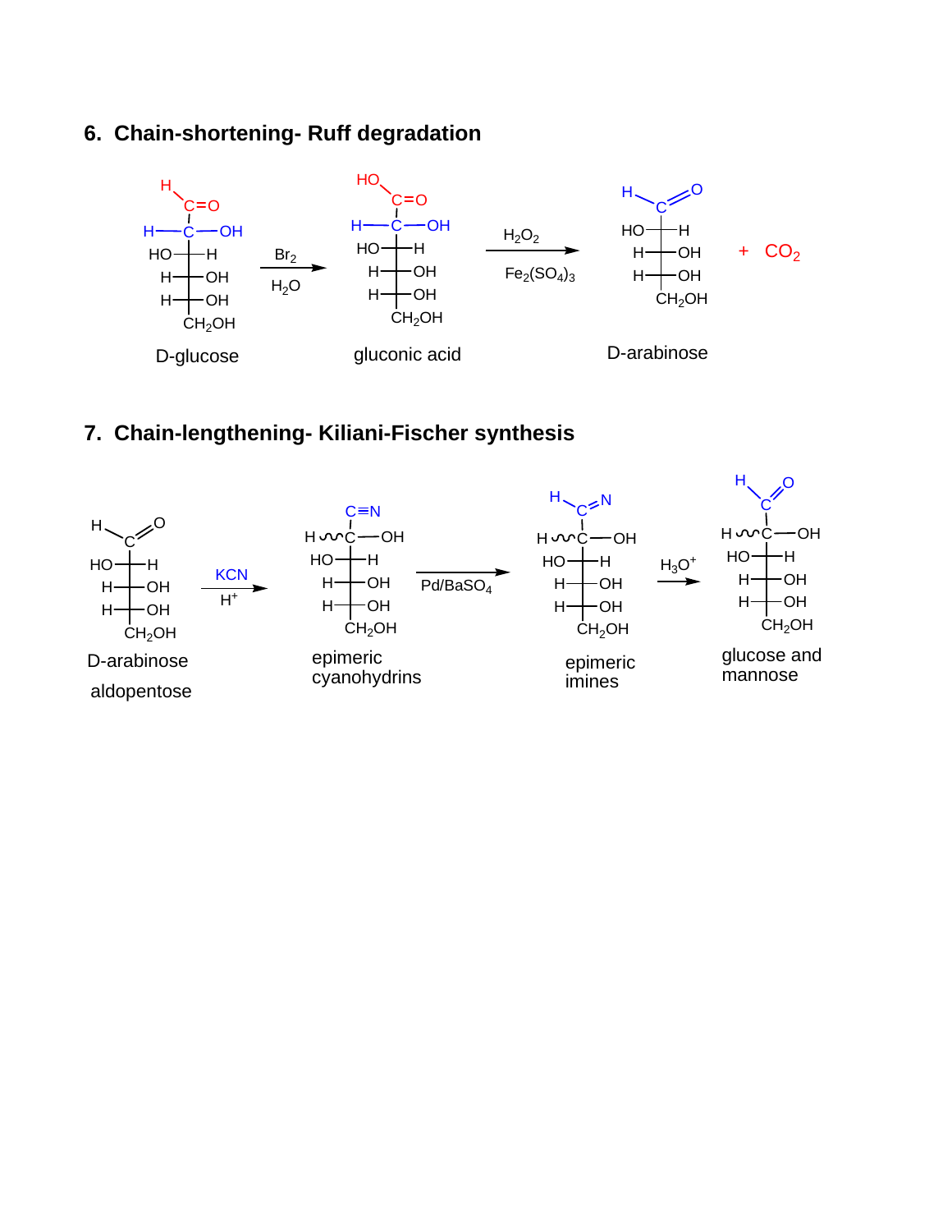## 6. Chain-shortening- Ruff degradation

D-glucose → ($Br_2$, $H_2O$) → gluconic acid → ($H_2O_2$, $Fe_2(SO_4)_3$) → D-arabinose + $CO_2$

## 7. Chain-lengthening- Kiliani-Fischer synthesis

D-arabinose aldopentose → (KCN, $H^+$) → epimeric cyanohydrins → ($Pd/BaSO_4$) → epimeric imines → ($H_3O^+$) → glucose and mannose